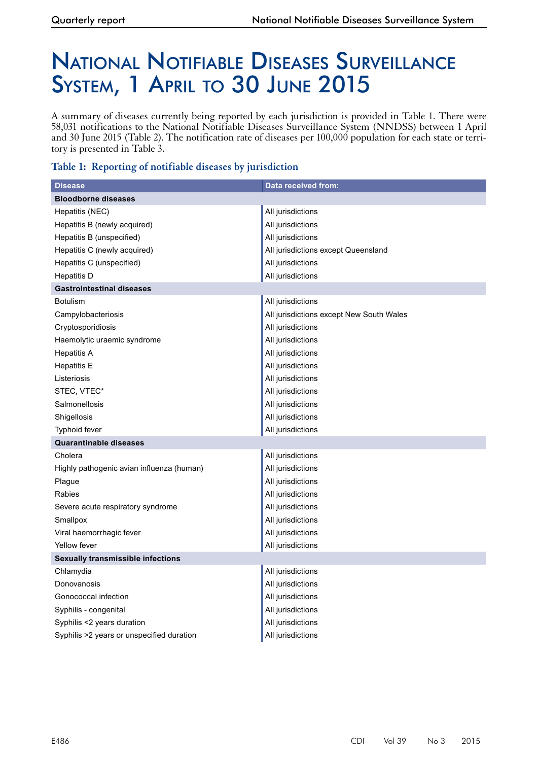# National Notifiable Diseases Surveillance System, 1 April to 30 June 2015

A summary of diseases currently being reported by each jurisdiction is provided in Table 1. There were 58,031 notifications to the National Notifiable Diseases Surveillance System (NNDSS) between 1 April and 30 June 2015 (Table 2). The notification rate of diseases per 100,000 population for each state or territory is presented in Table 3.

**Table 1: Reporting of notifiable diseases by jurisdiction**

| Disease | Data received from: |
|---|---|
| **Bloodborne diseases** | |
| Hepatitis (NEC) | All jurisdictions |
| Hepatitis B (newly acquired) | All jurisdictions |
| Hepatitis B (unspecified) | All jurisdictions |
| Hepatitis C (newly acquired) | All jurisdictions except Queensland |
| Hepatitis C (unspecified) | All jurisdictions |
| Hepatitis D | All jurisdictions |
| **Gastrointestinal diseases** | |
| Botulism | All jurisdictions |
| Campylobacteriosis | All jurisdictions except New South Wales |
| Cryptosporidiosis | All jurisdictions |
| Haemolytic uraemic syndrome | All jurisdictions |
| Hepatitis A | All jurisdictions |
| Hepatitis E | All jurisdictions |
| Listeriosis | All jurisdictions |
| STEC, VTEC* | All jurisdictions |
| Salmonellosis | All jurisdictions |
| Shigellosis | All jurisdictions |
| Typhoid fever | All jurisdictions |
| **Quarantinable diseases** | |
| Cholera | All jurisdictions |
| Highly pathogenic avian influenza (human) | All jurisdictions |
| Plague | All jurisdictions |
| Rabies | All jurisdictions |
| Severe acute respiratory syndrome | All jurisdictions |
| Smallpox | All jurisdictions |
| Viral haemorrhagic fever | All jurisdictions |
| Yellow fever | All jurisdictions |
| **Sexually transmissible infections** | |
| Chlamydia | All jurisdictions |
| Donovanosis | All jurisdictions |
| Gonococcal infection | All jurisdictions |
| Syphilis - congenital | All jurisdictions |
| Syphilis <2 years duration | All jurisdictions |
| Syphilis >2 years or unspecified duration | All jurisdictions |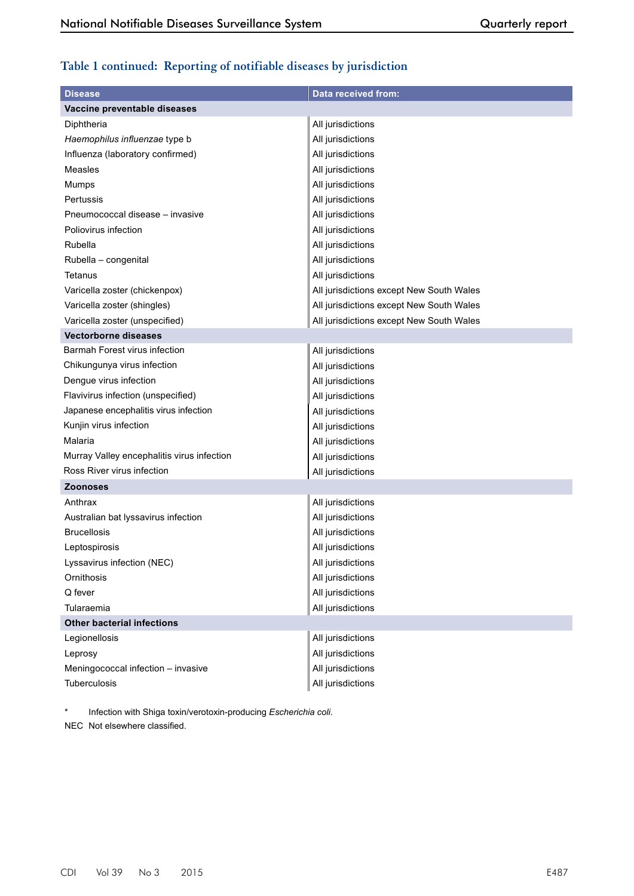### Table 1 continued: Reporting of notifiable diseases by jurisdiction

| Disease | Data received from: |
|---|---|
| **Vaccine preventable diseases** | |
| Diphtheria | All jurisdictions |
| *Haemophilus influenzae* type b | All jurisdictions |
| Influenza (laboratory confirmed) | All jurisdictions |
| Measles | All jurisdictions |
| Mumps | All jurisdictions |
| Pertussis | All jurisdictions |
| Pneumococcal disease – invasive | All jurisdictions |
| Poliovirus infection | All jurisdictions |
| Rubella | All jurisdictions |
| Rubella – congenital | All jurisdictions |
| Tetanus | All jurisdictions |
| Varicella zoster (chickenpox) | All jurisdictions except New South Wales |
| Varicella zoster (shingles) | All jurisdictions except New South Wales |
| Varicella zoster (unspecified) | All jurisdictions except New South Wales |
| **Vectorborne diseases** | |
| Barmah Forest virus infection | All jurisdictions |
| Chikungunya virus infection | All jurisdictions |
| Dengue virus infection | All jurisdictions |
| Flavivirus infection (unspecified) | All jurisdictions |
| Japanese encephalitis virus infection | All jurisdictions |
| Kunjin virus infection | All jurisdictions |
| Malaria | All jurisdictions |
| Murray Valley encephalitis virus infection | All jurisdictions |
| Ross River virus infection | All jurisdictions |
| **Zoonoses** | |
| Anthrax | All jurisdictions |
| Australian bat lyssavirus infection | All jurisdictions |
| Brucellosis | All jurisdictions |
| Leptospirosis | All jurisdictions |
| Lyssavirus infection (NEC) | All jurisdictions |
| Ornithosis | All jurisdictions |
| Q fever | All jurisdictions |
| Tularaemia | All jurisdictions |
| **Other bacterial infections** | |
| Legionellosis | All jurisdictions |
| Leprosy | All jurisdictions |
| Meningococcal infection – invasive | All jurisdictions |
| Tuberculosis | All jurisdictions |

\* Infection with Shiga toxin/verotoxin-producing *Escherichia coli*.

NEC Not elsewhere classified.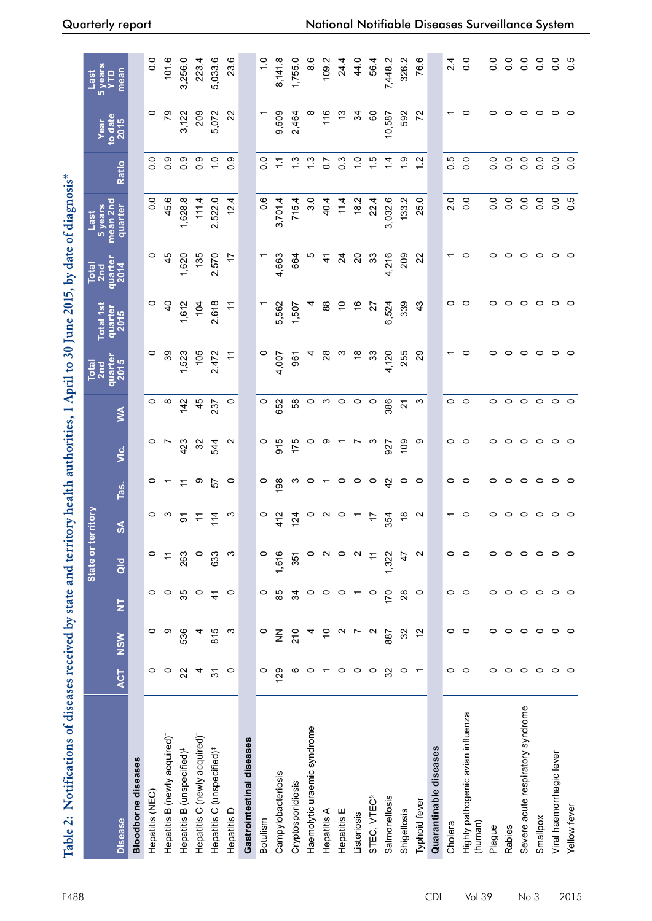Table 2: Notifications of diseases received by state and territory health authorities, 1 April to 30 June 2015, by date of diagnosis*

| Disease | State or territory | | | | | | | | Total 2nd quarter 2015 | Total 1st quarter 2015 | Total 2nd quarter 2014 | Last 5 years mean 2nd quarter | Ratio | Year to date 2015 | Last 5 years YTD mean |
|---|---|---|---|---|---|---|---|---|---|---|---|---|---|---|---|
| | ACT | NSW | NT | Qld | SA | Tas. | Vic. | WA | | | | | | | |
| **Bloodborne diseases** | | | | | | | | | | | | | | | |
| Hepatitis (NEC) | 0 | 0 | 0 | 0 | 0 | 0 | 0 | 0 | 0 | 0 | 0 | 0.0 | 0.0 | 0 | 0.0 |
| Hepatitis B (newly acquired)† | 0 | 9 | 0 | 11 | 3 | 1 | 7 | 8 | 39 | 40 | 45 | 45.6 | 0.9 | 79 | 101.6 |
| Hepatitis B (unspecified)‡ | 22 | 536 | 35 | 263 | 91 | 11 | 423 | 142 | 1,523 | 1,612 | 1,620 | 1,628.8 | 0.9 | 3,122 | 3,256.0 |
| Hepatitis C (newly acquired)† | 4 | 4 | 0 | 0 | 11 | 9 | 32 | 45 | 105 | 104 | 135 | 111.4 | 0.9 | 209 | 223.4 |
| Hepatitis C (unspecified)‡ | 31 | 815 | 41 | 633 | 114 | 57 | 544 | 237 | 2,472 | 2,618 | 2,570 | 2,522.0 | 1.0 | 5,072 | 5,033.6 |
| Hepatitis D | 0 | 3 | 0 | 3 | 3 | 0 | 2 | 0 | 11 | 11 | 17 | 12.4 | 0.9 | 22 | 23.6 |
| **Gastrointestinal diseases** | | | | | | | | | | | | | | | |
| Botulism | 0 | 0 | 0 | 0 | 0 | 0 | 0 | 0 | 0 | 1 | 1 | 0.6 | 0.0 | 1 | 1.0 |
| Campylobacteriosis | 129 | NN | 85 | 1,616 | 412 | 198 | 915 | 652 | 4,007 | 5,562 | 4,663 | 3,701.4 | 1.1 | 9,509 | 8,141.8 |
| Cryptosporidiosis | 6 | 210 | 34 | 351 | 124 | 3 | 175 | 58 | 961 | 1,507 | 664 | 715.4 | 1.3 | 2,464 | 1,755.0 |
| Haemolytic uraemic syndrome | 0 | 4 | 0 | 0 | 0 | 0 | 0 | 0 | 4 | 4 | 5 | 3.0 | 1.3 | 8 | 8.6 |
| Hepatitis A | 1 | 10 | 0 | 2 | 2 | 1 | 9 | 3 | 28 | 88 | 41 | 40.4 | 0.7 | 116 | 109.2 |
| Hepatitis E | 0 | 2 | 0 | 0 | 0 | 0 | 1 | 0 | 3 | 10 | 24 | 11.4 | 0.3 | 13 | 24.4 |
| Listeriosis | 0 | 7 | 1 | 2 | 1 | 0 | 7 | 0 | 18 | 16 | 20 | 18.2 | 1.0 | 34 | 44.0 |
| STEC, VTEC§ | 0 | 2 | 0 | 11 | 17 | 0 | 3 | 0 | 33 | 27 | 33 | 22.4 | 1.5 | 60 | 56.4 |
| Salmonellosis | 32 | 887 | 170 | 1,322 | 354 | 42 | 927 | 386 | 4,120 | 6,524 | 4,216 | 3,032.6 | 1.4 | 10,587 | 7,448.2 |
| Shigellosis | 0 | 32 | 28 | 47 | 18 | 0 | 109 | 21 | 255 | 339 | 209 | 133.2 | 1.9 | 592 | 326.2 |
| Typhoid fever | 1 | 12 | 0 | 2 | 2 | 0 | 9 | 3 | 29 | 43 | 22 | 25.0 | 1.2 | 72 | 76.6 |
| **Quarantinable diseases** | | | | | | | | | | | | | | | |
| Cholera | 0 | 0 | 0 | 0 | 1 | 0 | 0 | 0 | 1 | 0 | 1 | 2.0 | 0.5 | 1 | 2.4 |
| Highly pathogenic avian influenza (human) | 0 | 0 | 0 | 0 | 0 | 0 | 0 | 0 | 0 | 0 | 0 | 0.0 | 0.0 | 0 | 0.0 |
| Plague | 0 | 0 | 0 | 0 | 0 | 0 | 0 | 0 | 0 | 0 | 0 | 0.0 | 0.0 | 0 | 0.0 |
| Rabies | 0 | 0 | 0 | 0 | 0 | 0 | 0 | 0 | 0 | 0 | 0 | 0.0 | 0.0 | 0 | 0.0 |
| Severe acute respiratory syndrome | 0 | 0 | 0 | 0 | 0 | 0 | 0 | 0 | 0 | 0 | 0 | 0.0 | 0.0 | 0 | 0.0 |
| Smallpox | 0 | 0 | 0 | 0 | 0 | 0 | 0 | 0 | 0 | 0 | 0 | 0.0 | 0.0 | 0 | 0.0 |
| Viral haemorrhagic fever | 0 | 0 | 0 | 0 | 0 | 0 | 0 | 0 | 0 | 0 | 0 | 0.0 | 0.0 | 0 | 0.0 |
| Yellow fever | 0 | 0 | 0 | 0 | 0 | 0 | 0 | 0 | 0 | 0 | 0 | 0.5 | 0.0 | 0 | 0.5 |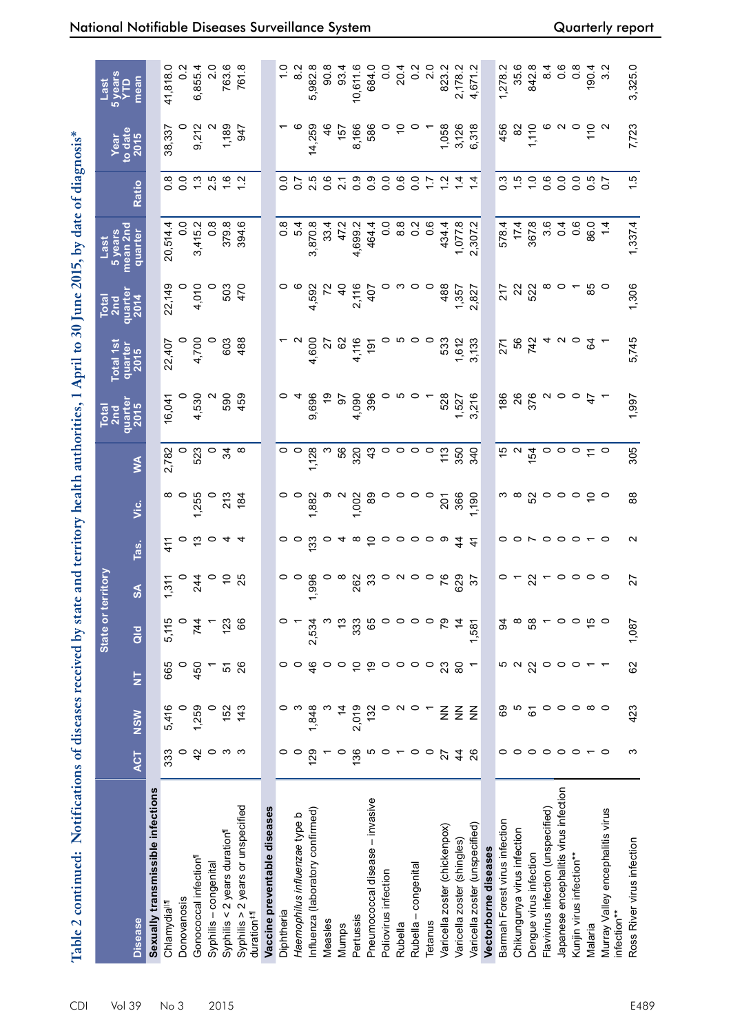# Table 2 continued: Notifications of diseases received by state and territory health authorities, 1 April to 30 June 2015, by date of diagnosis*

| Disease | State or territory | | | | | | | | Total 2nd quarter 2015 | Total 1st quarter 2015 | Total 2nd quarter 2014 | Last 5 years mean 2nd quarter | Ratio | Year to date 2015 | Last 5 years YTD mean |
|---|---|---|---|---|---|---|---|---|---|---|---|---|---|---|---|
| | ACT | NSW | NT | Qld | SA | Tas. | Vic. | WA | | | | | | | |
| **Sexually transmissible infections** | | | | | | | | | | | | | | | |
| Chlamydial[‖¶] | 333 | 5,416 | 665 | 5,115 | 1,311 | 411 | 8 | 2,782 | 16,041 | 22,407 | 22,149 | 20,514.4 | 0.8 | 38,337 | 41,818.0 |
| Donovanosis | 0 | 0 | 0 | 0 | 0 | 0 | 0 | 0 | 0 | 0 | 0 | 0.0 | 0.0 | 0 | 0.2 |
| Gonococcal infection[¶] | 42 | 1,259 | 450 | 744 | 244 | 13 | 1,255 | 523 | 4,530 | 4,700 | 4,010 | 3,415.2 | 1.3 | 9,212 | 6,855.4 |
| Syphilis – congenital | 0 | 0 | 1 | 1 | 0 | 0 | 0 | 0 | 2 | 0 | 0 | 0.8 | 2.5 | 2 | 2.0 |
| Syphilis < 2 years duration[¶] | 3 | 152 | 51 | 123 | 10 | 4 | 213 | 34 | 590 | 603 | 503 | 379.8 | 1.6 | 1,189 | 763.6 |
| Syphilis > 2 years or unspecified duration[‡,¶] | 3 | 143 | 26 | 66 | 25 | 4 | 184 | 8 | 459 | 488 | 470 | 394.6 | 1.2 | 947 | 761.8 |
| **Vaccine preventable diseases** | | | | | | | | | | | | | | | |
| Diphtheria | 0 | 0 | 0 | 0 | 0 | 0 | 0 | 0 | 0 | 1 | 0 | 0.8 | 0.0 | 1 | 1.0 |
| *Haemophilus influenzae* type b | 0 | 3 | 0 | 1 | 0 | 0 | 0 | 0 | 4 | 2 | 6 | 5.4 | 0.7 | 6 | 8.2 |
| Influenza (laboratory confirmed) | 129 | 1,848 | 46 | 2,534 | 1,996 | 133 | 1,882 | 1,128 | 9,696 | 4,600 | 4,592 | 3,870.8 | 2.5 | 14,259 | 5,982.8 |
| Measles | 1 | 3 | 0 | 3 | 0 | 0 | 9 | 3 | 19 | 27 | 72 | 33.4 | 0.6 | 46 | 90.8 |
| Mumps | 0 | 14 | 0 | 13 | 8 | 4 | 2 | 56 | 97 | 62 | 40 | 47.2 | 2.1 | 157 | 93.4 |
| Pertussis | 136 | 2,019 | 10 | 333 | 262 | 8 | 1,002 | 320 | 4,090 | 4,116 | 2,116 | 4,699.2 | 0.9 | 8,166 | 10,611.6 |
| Pneumococcal disease – invasive | 5 | 132 | 19 | 65 | 33 | 10 | 89 | 43 | 396 | 191 | 407 | 464.4 | 0.9 | 586 | 684.0 |
| Poliovirus infection | 0 | 0 | 0 | 0 | 0 | 0 | 0 | 0 | 0 | 0 | 0 | 0.0 | 0.0 | 0 | 0.0 |
| Rubella | 1 | 2 | 0 | 0 | 2 | 0 | 0 | 0 | 5 | 5 | 3 | 8.8 | 0.6 | 10 | 20.4 |
| Rubella – congenital | 0 | 0 | 0 | 0 | 0 | 0 | 0 | 0 | 0 | 0 | 0 | 0.2 | 0.0 | 0 | 0.2 |
| Tetanus | 0 | 1 | 0 | 0 | 0 | 0 | 0 | 0 | 1 | 0 | 0 | 0.6 | 1.7 | 1 | 2.0 |
| Varicella zoster (chickenpox) | 27 | NN | 23 | 79 | 76 | 9 | 201 | 113 | 528 | 533 | 488 | 434.4 | 1.2 | 1,058 | 823.2 |
| Varicella zoster (shingles) | 44 | NN | 80 | 14 | 629 | 44 | 366 | 350 | 1,527 | 1,612 | 1,357 | 1,077.8 | 1.4 | 3,126 | 2,178.2 |
| Varicella zoster (unspecified) | 26 | NN | 1 | 1,581 | 37 | 41 | 1,190 | 340 | 3,216 | 3,133 | 2,827 | 2,307.2 | 1.4 | 6,318 | 4,671.2 |
| **Vectorborne diseases** | | | | | | | | | | | | | | | |
| Barmah Forest virus infection | 0 | 69 | 5 | 94 | 0 | 0 | 3 | 15 | 186 | 271 | 217 | 578.4 | 0.3 | 456 | 1,278.2 |
| Chikungunya virus infection | 0 | 5 | 2 | 8 | 1 | 0 | 8 | 2 | 26 | 56 | 22 | 17.4 | 1.5 | 82 | 35.6 |
| Dengue virus infection | 0 | 61 | 22 | 58 | 22 | 7 | 52 | 154 | 376 | 742 | 522 | 367.8 | 1.0 | 1,110 | 842.8 |
| Flavivirus infection (unspecified) | 0 | 0 | 0 | 1 | 1 | 0 | 0 | 0 | 2 | 4 | 8 | 3.6 | 0.6 | 6 | 8.4 |
| Japanese encephalitis virus infection | 0 | 0 | 0 | 0 | 0 | 0 | 0 | 0 | 0 | 2 | 0 | 0.4 | 0.0 | 2 | 0.6 |
| Kunjin virus infection** | 0 | 0 | 0 | 0 | 0 | 0 | 0 | 0 | 0 | 0 | 1 | 0.6 | 0.0 | 0 | 0.8 |
| Malaria | 1 | 8 | 1 | 15 | 0 | 1 | 10 | 11 | 47 | 64 | 85 | 86.0 | 0.5 | 110 | 190.4 |
| Murray Valley encephalitis virus infection** | 0 | 0 | 1 | 0 | 0 | 0 | 0 | 0 | 1 | 1 | 0 | 1.4 | 0.7 | 2 | 3.2 |
| Ross River virus infection | 3 | 423 | 62 | 1,087 | 27 | 2 | 88 | 305 | 1,997 | 5,745 | 1,306 | 1,337.4 | 1.5 | 7,723 | 3,325.0 |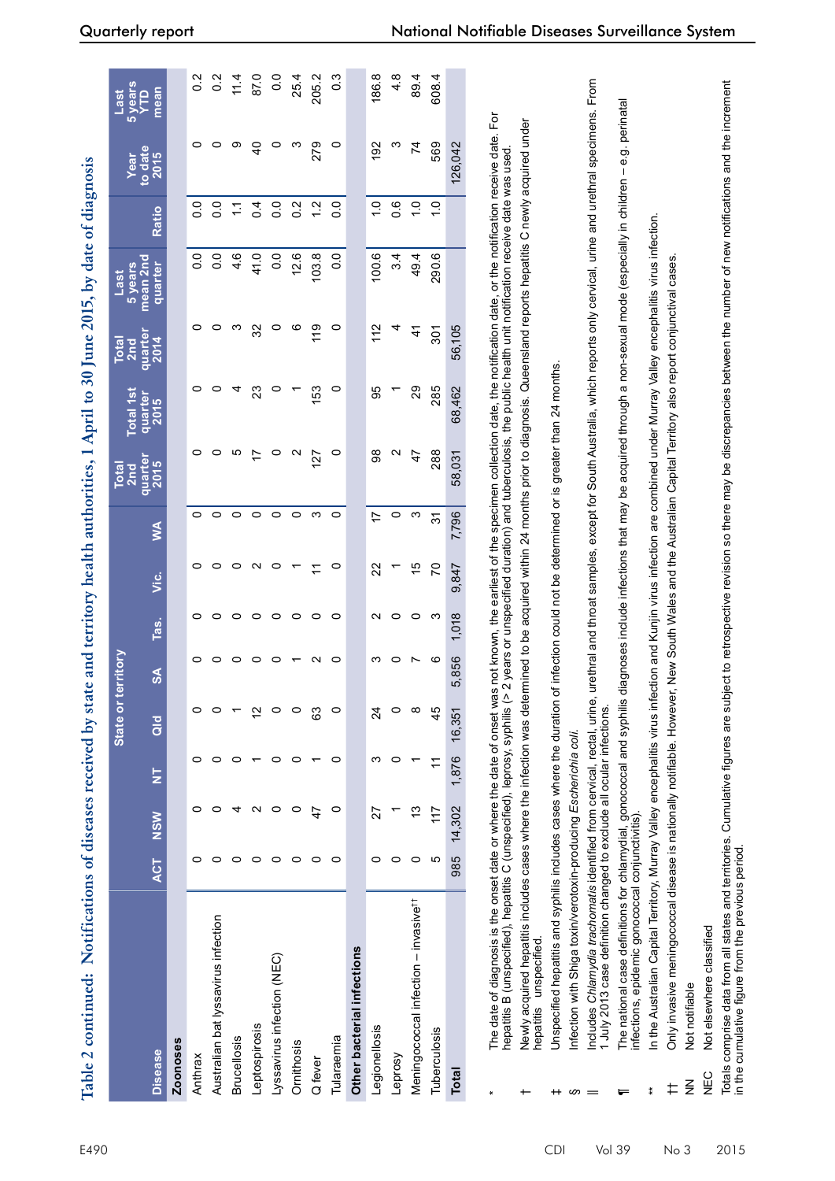## Table 2 continued: Notifications of diseases received by state and territory health authorities, 1 April to 30 June 2015, by date of diagnosis

| Disease | State or territory | | | | | | | | Total 2nd quarter 2015 | Total 1st quarter 2015 | Total 2nd quarter 2014 | Last 5 years mean 2nd quarter | Ratio | Year to date 2015 | Last 5 years YTD mean |
|---|---|---|---|---|---|---|---|---|---|---|---|---|---|---|---|
| | ACT | NSW | NT | Qld | SA | Tas. | Vic. | WA | | | | | | | |
| **Zoonoses** | | | | | | | | | | | | | | | |
| Anthrax | 0 | 0 | 0 | 0 | 0 | 0 | 0 | 0 | 0 | 0 | 0 | 0.0 | 0.0 | 0 | 0.2 |
| Australian bat lyssavirus infection | 0 | 0 | 0 | 0 | 0 | 0 | 0 | 0 | 0 | 0 | 0 | 0.0 | 0.0 | 0 | 0.2 |
| Brucellosis | 0 | 4 | 0 | 1 | 0 | 0 | 0 | 0 | 5 | 4 | 3 | 4.6 | 1.1 | 9 | 11.4 |
| Leptospirosis | 0 | 2 | 1 | 12 | 0 | 0 | 2 | 0 | 17 | 23 | 32 | 41.0 | 0.4 | 40 | 87.0 |
| Lyssavirus infection (NEC) | 0 | 0 | 0 | 0 | 0 | 0 | 0 | 0 | 0 | 0 | 0 | 0.0 | 0.0 | 0 | 0.0 |
| Ornithosis | 0 | 0 | 0 | 0 | 1 | 0 | 1 | 0 | 2 | 1 | 6 | 12.6 | 0.2 | 3 | 25.4 |
| Q fever | 0 | 47 | 1 | 63 | 2 | 0 | 11 | 3 | 127 | 153 | 119 | 103.8 | 1.2 | 279 | 205.2 |
| Tularaemia | 0 | 0 | 0 | 0 | 0 | 0 | 0 | 0 | 0 | 0 | 0 | 0.0 | 0.0 | 0 | 0.3 |
| **Other bacterial infections** | | | | | | | | | | | | | | | |
| Legionellosis | 0 | 27 | 3 | 24 | 3 | 2 | 22 | 17 | 98 | 95 | 112 | 100.6 | 1.0 | 192 | 186.8 |
| Leprosy | 0 | 1 | 0 | 0 | 0 | 0 | 1 | 0 | 2 | 1 | 4 | 3.4 | 0.6 | 3 | 4.8 |
| Meningococcal infection – invasive†† | 0 | 13 | 1 | 8 | 7 | 0 | 15 | 3 | 47 | 29 | 41 | 49.4 | 1.0 | 74 | 89.4 |
| Tuberculosis | 5 | 117 | 11 | 45 | 6 | 3 | 70 | 31 | 288 | 285 | 301 | 290.6 | 1.0 | 569 | 608.4 |
| **Total** | 985 | 14,302 | 1,876 | 16,351 | 5,856 | 1,018 | 9,847 | 7,796 | 58,031 | 68,462 | 56,105 | | | 126,042 | |

\* The date of diagnosis is the onset date or where the date of onset was not known, the earliest of the specimen collection date, the notification date, or the notification receive date. For hepatitis B (unspecified), hepatitis C (unspecified), leprosy, syphilis (> 2 years or unspecified duration) and tuberculosis, the public health unit notification receive date was used.

† Newly acquired hepatitis includes cases where the infection was determined to be acquired within 24 months prior to diagnosis. Queensland reports hepatitis C newly acquired under hepatitis unspecified.

‡ Unspecified hepatitis and syphilis includes cases where the duration of infection could not be determined or is greater than 24 months.

§ Infection with Shiga toxin/verotoxin-producing *Escherichia coli.*

‖ Includes *Chlamydia trachomatis* identified from cervical, rectal, urine, urethral and throat samples, except for South Australia, which reports only cervical, urine and urethral specimens. From 1 July 2013 case definition changed to exclude all ocular infections.

¶ The national case definitions for chlamydial, gonococcal and syphilis diagnoses include infections that may be acquired through a non-sexual mode (especially in children – e.g. perinatal infections, epidemic gonococcal conjunctivitis).

\*\* In the Australian Capital Territory, Murray Valley encephalitis virus infection and Kunjin virus infection are combined under Murray Valley encephalitis virus infection.

†† Only invasive meningococcal disease is nationally notifiable. However, New South Wales and the Australian Capital Territory also report conjunctival cases.

NN Not notifiable

NEC Not elsewhere classified

Totals comprise data from all states and territories. Cumulative figures are subject to retrospective revision so there may be discrepancies between the number of new notifications and the increment in the cumulative figure from the previous period.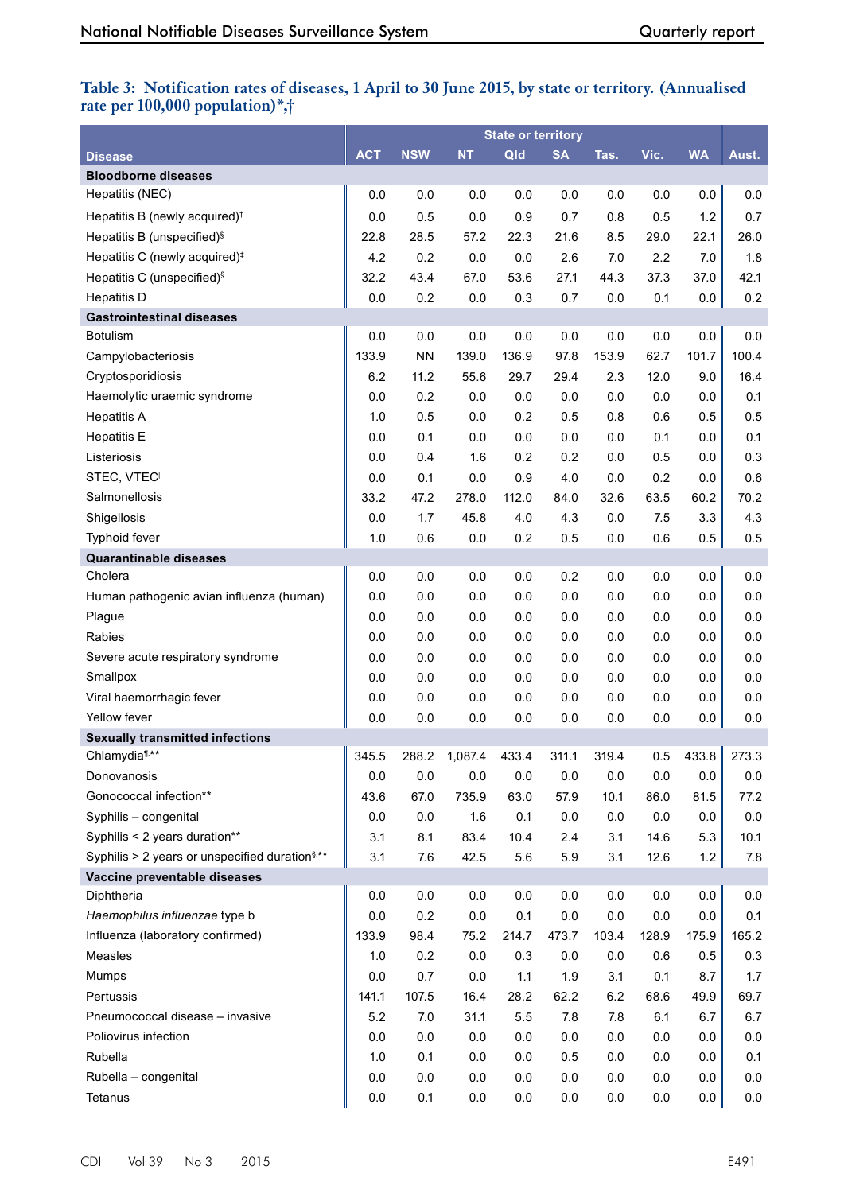**Table 3: Notification rates of diseases, 1 April to 30 June 2015, by state or territory. (Annualised rate per 100,000 population)*,†**

| Disease | ACT | NSW | NT | Qld | SA | Tas. | Vic. | WA | Aust. |
|---|---|---|---|---|---|---|---|---|---|
| **Bloodborne diseases** | | | | | | | | | |
| Hepatitis (NEC) | 0.0 | 0.0 | 0.0 | 0.0 | 0.0 | 0.0 | 0.0 | 0.0 | 0.0 |
| Hepatitis B (newly acquired)‡ | 0.0 | 0.5 | 0.0 | 0.9 | 0.7 | 0.8 | 0.5 | 1.2 | 0.7 |
| Hepatitis B (unspecified)§ | 22.8 | 28.5 | 57.2 | 22.3 | 21.6 | 8.5 | 29.0 | 22.1 | 26.0 |
| Hepatitis C (newly acquired)‡ | 4.2 | 0.2 | 0.0 | 0.0 | 2.6 | 7.0 | 2.2 | 7.0 | 1.8 |
| Hepatitis C (unspecified)§ | 32.2 | 43.4 | 67.0 | 53.6 | 27.1 | 44.3 | 37.3 | 37.0 | 42.1 |
| Hepatitis D | 0.0 | 0.2 | 0.0 | 0.3 | 0.7 | 0.0 | 0.1 | 0.0 | 0.2 |
| **Gastrointestinal diseases** | | | | | | | | | |
| Botulism | 0.0 | 0.0 | 0.0 | 0.0 | 0.0 | 0.0 | 0.0 | 0.0 | 0.0 |
| Campylobacteriosis | 133.9 | NN | 139.0 | 136.9 | 97.8 | 153.9 | 62.7 | 101.7 | 100.4 |
| Cryptosporidiosis | 6.2 | 11.2 | 55.6 | 29.7 | 29.4 | 2.3 | 12.0 | 9.0 | 16.4 |
| Haemolytic uraemic syndrome | 0.0 | 0.2 | 0.0 | 0.0 | 0.0 | 0.0 | 0.0 | 0.0 | 0.1 |
| Hepatitis A | 1.0 | 0.5 | 0.0 | 0.2 | 0.5 | 0.8 | 0.6 | 0.5 | 0.5 |
| Hepatitis E | 0.0 | 0.1 | 0.0 | 0.0 | 0.0 | 0.0 | 0.1 | 0.0 | 0.1 |
| Listeriosis | 0.0 | 0.4 | 1.6 | 0.2 | 0.2 | 0.0 | 0.5 | 0.0 | 0.3 |
| STEC, VTEC‖ | 0.0 | 0.1 | 0.0 | 0.9 | 4.0 | 0.0 | 0.2 | 0.0 | 0.6 |
| Salmonellosis | 33.2 | 47.2 | 278.0 | 112.0 | 84.0 | 32.6 | 63.5 | 60.2 | 70.2 |
| Shigellosis | 0.0 | 1.7 | 45.8 | 4.0 | 4.3 | 0.0 | 7.5 | 3.3 | 4.3 |
| Typhoid fever | 1.0 | 0.6 | 0.0 | 0.2 | 0.5 | 0.0 | 0.6 | 0.5 | 0.5 |
| **Quarantinable diseases** | | | | | | | | | |
| Cholera | 0.0 | 0.0 | 0.0 | 0.0 | 0.2 | 0.0 | 0.0 | 0.0 | 0.0 |
| Human pathogenic avian influenza (human) | 0.0 | 0.0 | 0.0 | 0.0 | 0.0 | 0.0 | 0.0 | 0.0 | 0.0 |
| Plague | 0.0 | 0.0 | 0.0 | 0.0 | 0.0 | 0.0 | 0.0 | 0.0 | 0.0 |
| Rabies | 0.0 | 0.0 | 0.0 | 0.0 | 0.0 | 0.0 | 0.0 | 0.0 | 0.0 |
| Severe acute respiratory syndrome | 0.0 | 0.0 | 0.0 | 0.0 | 0.0 | 0.0 | 0.0 | 0.0 | 0.0 |
| Smallpox | 0.0 | 0.0 | 0.0 | 0.0 | 0.0 | 0.0 | 0.0 | 0.0 | 0.0 |
| Viral haemorrhagic fever | 0.0 | 0.0 | 0.0 | 0.0 | 0.0 | 0.0 | 0.0 | 0.0 | 0.0 |
| Yellow fever | 0.0 | 0.0 | 0.0 | 0.0 | 0.0 | 0.0 | 0.0 | 0.0 | 0.0 |
| **Sexually transmitted infections** | | | | | | | | | |
| Chlamydia¶,** | 345.5 | 288.2 | 1,087.4 | 433.4 | 311.1 | 319.4 | 0.5 | 433.8 | 273.3 |
| Donovanosis | 0.0 | 0.0 | 0.0 | 0.0 | 0.0 | 0.0 | 0.0 | 0.0 | 0.0 |
| Gonococcal infection** | 43.6 | 67.0 | 735.9 | 63.0 | 57.9 | 10.1 | 86.0 | 81.5 | 77.2 |
| Syphilis – congenital | 0.0 | 0.0 | 1.6 | 0.1 | 0.0 | 0.0 | 0.0 | 0.0 | 0.0 |
| Syphilis < 2 years duration** | 3.1 | 8.1 | 83.4 | 10.4 | 2.4 | 3.1 | 14.6 | 5.3 | 10.1 |
| Syphilis > 2 years or unspecified duration§,** | 3.1 | 7.6 | 42.5 | 5.6 | 5.9 | 3.1 | 12.6 | 1.2 | 7.8 |
| **Vaccine preventable diseases** | | | | | | | | | |
| Diphtheria | 0.0 | 0.0 | 0.0 | 0.0 | 0.0 | 0.0 | 0.0 | 0.0 | 0.0 |
| *Haemophilus influenzae* type b | 0.0 | 0.2 | 0.0 | 0.1 | 0.0 | 0.0 | 0.0 | 0.0 | 0.1 |
| Influenza (laboratory confirmed) | 133.9 | 98.4 | 75.2 | 214.7 | 473.7 | 103.4 | 128.9 | 175.9 | 165.2 |
| Measles | 1.0 | 0.2 | 0.0 | 0.3 | 0.0 | 0.0 | 0.6 | 0.5 | 0.3 |
| Mumps | 0.0 | 0.7 | 0.0 | 1.1 | 1.9 | 3.1 | 0.1 | 8.7 | 1.7 |
| Pertussis | 141.1 | 107.5 | 16.4 | 28.2 | 62.2 | 6.2 | 68.6 | 49.9 | 69.7 |
| Pneumococcal disease – invasive | 5.2 | 7.0 | 31.1 | 5.5 | 7.8 | 7.8 | 6.1 | 6.7 | 6.7 |
| Poliovirus infection | 0.0 | 0.0 | 0.0 | 0.0 | 0.0 | 0.0 | 0.0 | 0.0 | 0.0 |
| Rubella | 1.0 | 0.1 | 0.0 | 0.0 | 0.5 | 0.0 | 0.0 | 0.0 | 0.1 |
| Rubella – congenital | 0.0 | 0.0 | 0.0 | 0.0 | 0.0 | 0.0 | 0.0 | 0.0 | 0.0 |
| Tetanus | 0.0 | 0.1 | 0.0 | 0.0 | 0.0 | 0.0 | 0.0 | 0.0 | 0.0 |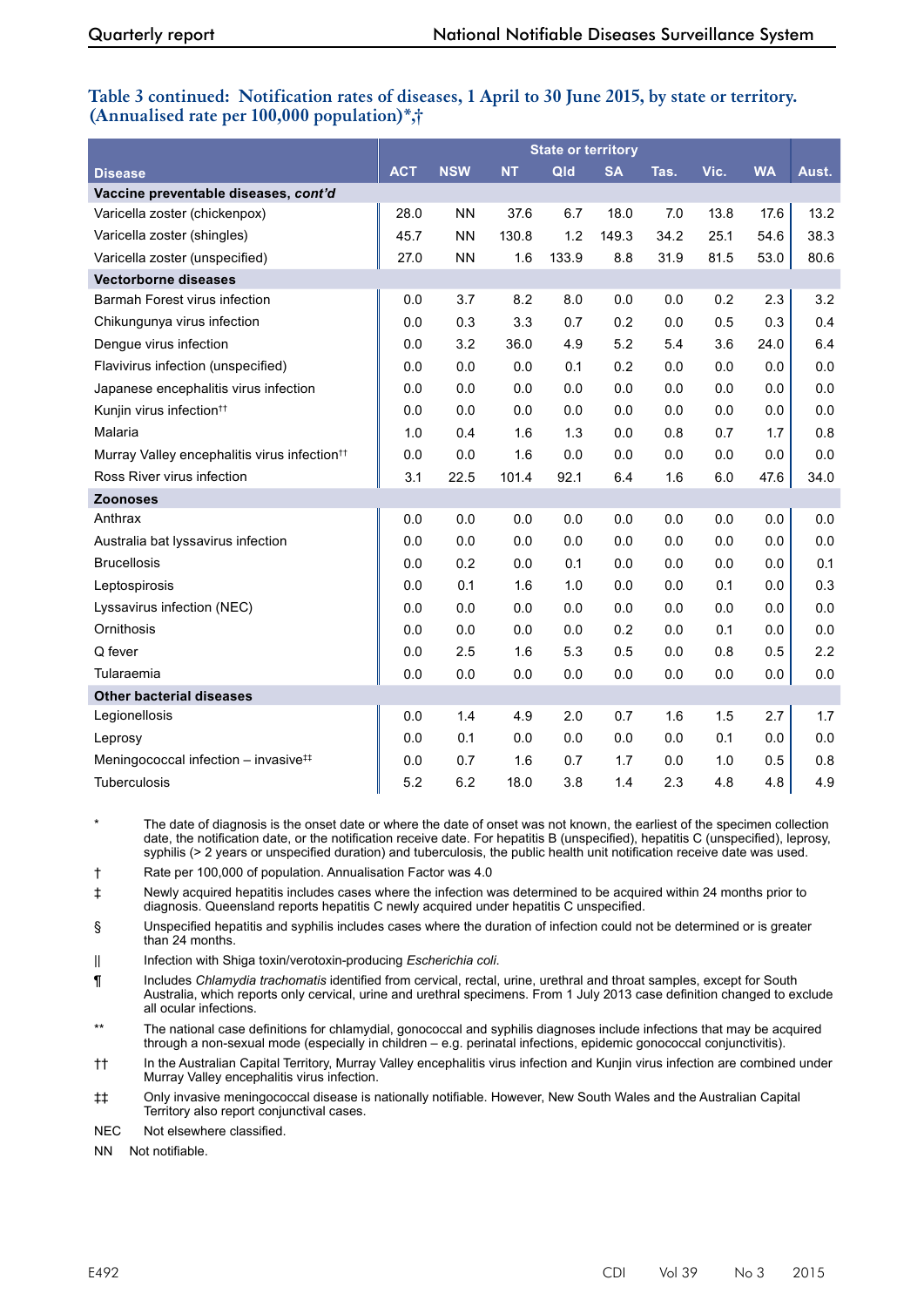### Table 3 continued: Notification rates of diseases, 1 April to 30 June 2015, by state or territory. (Annualised rate per 100,000 population)*,†

| Disease | State or territory | | | | | | | | Aust. |
|---|---|---|---|---|---|---|---|---|---|
| | ACT | NSW | NT | Qld | SA | Tas. | Vic. | WA | |
| **Vaccine preventable diseases, *cont'd*** | | | | | | | | | |
| Varicella zoster (chickenpox) | 28.0 | NN | 37.6 | 6.7 | 18.0 | 7.0 | 13.8 | 17.6 | 13.2 |
| Varicella zoster (shingles) | 45.7 | NN | 130.8 | 1.2 | 149.3 | 34.2 | 25.1 | 54.6 | 38.3 |
| Varicella zoster (unspecified) | 27.0 | NN | 1.6 | 133.9 | 8.8 | 31.9 | 81.5 | 53.0 | 80.6 |
| **Vectorborne diseases** | | | | | | | | | |
| Barmah Forest virus infection | 0.0 | 3.7 | 8.2 | 8.0 | 0.0 | 0.0 | 0.2 | 2.3 | 3.2 |
| Chikungunya virus infection | 0.0 | 0.3 | 3.3 | 0.7 | 0.2 | 0.0 | 0.5 | 0.3 | 0.4 |
| Dengue virus infection | 0.0 | 3.2 | 36.0 | 4.9 | 5.2 | 5.4 | 3.6 | 24.0 | 6.4 |
| Flavivirus infection (unspecified) | 0.0 | 0.0 | 0.0 | 0.1 | 0.2 | 0.0 | 0.0 | 0.0 | 0.0 |
| Japanese encephalitis virus infection | 0.0 | 0.0 | 0.0 | 0.0 | 0.0 | 0.0 | 0.0 | 0.0 | 0.0 |
| Kunjin virus infection†† | 0.0 | 0.0 | 0.0 | 0.0 | 0.0 | 0.0 | 0.0 | 0.0 | 0.0 |
| Malaria | 1.0 | 0.4 | 1.6 | 1.3 | 0.0 | 0.8 | 0.7 | 1.7 | 0.8 |
| Murray Valley encephalitis virus infection†† | 0.0 | 0.0 | 1.6 | 0.0 | 0.0 | 0.0 | 0.0 | 0.0 | 0.0 |
| Ross River virus infection | 3.1 | 22.5 | 101.4 | 92.1 | 6.4 | 1.6 | 6.0 | 47.6 | 34.0 |
| **Zoonoses** | | | | | | | | | |
| Anthrax | 0.0 | 0.0 | 0.0 | 0.0 | 0.0 | 0.0 | 0.0 | 0.0 | 0.0 |
| Australia bat lyssavirus infection | 0.0 | 0.0 | 0.0 | 0.0 | 0.0 | 0.0 | 0.0 | 0.0 | 0.0 |
| Brucellosis | 0.0 | 0.2 | 0.0 | 0.1 | 0.0 | 0.0 | 0.0 | 0.0 | 0.1 |
| Leptospirosis | 0.0 | 0.1 | 1.6 | 1.0 | 0.0 | 0.0 | 0.1 | 0.0 | 0.3 |
| Lyssavirus infection (NEC) | 0.0 | 0.0 | 0.0 | 0.0 | 0.0 | 0.0 | 0.0 | 0.0 | 0.0 |
| Ornithosis | 0.0 | 0.0 | 0.0 | 0.0 | 0.2 | 0.0 | 0.1 | 0.0 | 0.0 |
| Q fever | 0.0 | 2.5 | 1.6 | 5.3 | 0.5 | 0.0 | 0.8 | 0.5 | 2.2 |
| Tularaemia | 0.0 | 0.0 | 0.0 | 0.0 | 0.0 | 0.0 | 0.0 | 0.0 | 0.0 |
| **Other bacterial diseases** | | | | | | | | | |
| Legionellosis | 0.0 | 1.4 | 4.9 | 2.0 | 0.7 | 1.6 | 1.5 | 2.7 | 1.7 |
| Leprosy | 0.0 | 0.1 | 0.0 | 0.0 | 0.0 | 0.0 | 0.1 | 0.0 | 0.0 |
| Meningococcal infection – invasive‡‡ | 0.0 | 0.7 | 1.6 | 0.7 | 1.7 | 0.0 | 1.0 | 0.5 | 0.8 |
| Tuberculosis | 5.2 | 6.2 | 18.0 | 3.8 | 1.4 | 2.3 | 4.8 | 4.8 | 4.9 |

\* The date of diagnosis is the onset date or where the date of onset was not known, the earliest of the specimen collection date, the notification date, or the notification receive date. For hepatitis B (unspecified), hepatitis C (unspecified), leprosy, syphilis (> 2 years or unspecified duration) and tuberculosis, the public health unit notification receive date was used.

† Rate per 100,000 of population. Annualisation Factor was 4.0

‡ Newly acquired hepatitis includes cases where the infection was determined to be acquired within 24 months prior to diagnosis. Queensland reports hepatitis C newly acquired under hepatitis C unspecified.

§ Unspecified hepatitis and syphilis includes cases where the duration of infection could not be determined or is greater than 24 months.

|| Infection with Shiga toxin/verotoxin-producing *Escherichia coli*.

¶ Includes *Chlamydia trachomatis* identified from cervical, rectal, urine, urethral and throat samples, except for South Australia, which reports only cervical, urine and urethral specimens. From 1 July 2013 case definition changed to exclude all ocular infections.

\** The national case definitions for chlamydial, gonococcal and syphilis diagnoses include infections that may be acquired through a non-sexual mode (especially in children – e.g. perinatal infections, epidemic gonococcal conjunctivitis).

†† In the Australian Capital Territory, Murray Valley encephalitis virus infection and Kunjin virus infection are combined under Murray Valley encephalitis virus infection.

‡‡ Only invasive meningococcal disease is nationally notifiable. However, New South Wales and the Australian Capital Territory also report conjunctival cases.

NEC Not elsewhere classified.

NN Not notifiable.